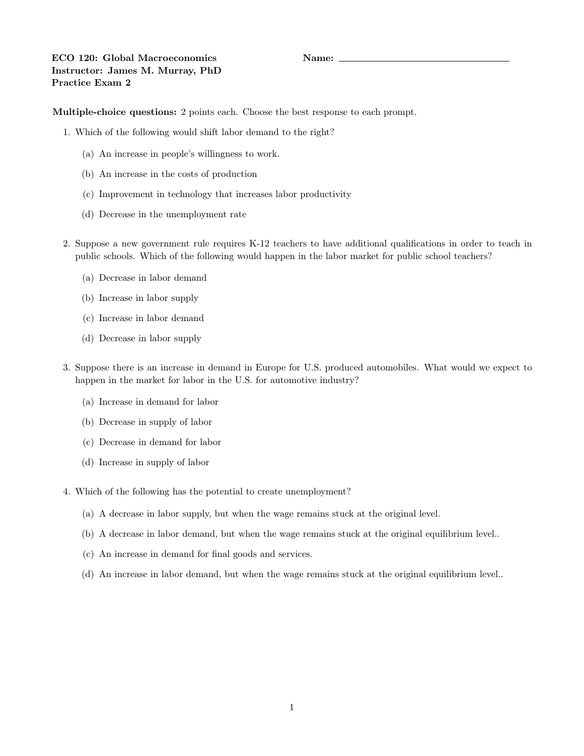**ECO 120: Global Macroeconomics** **Name:** ______________________________
**Instructor: James M. Murray, PhD**
**Practice Exam 2**

**Multiple-choice questions:** 2 points each. Choose the best response to each prompt.

1. Which of the following would shift labor demand to the right?

   (a) An increase in people's willingness to work.

   (b) An increase in the costs of production

   (c) Improvement in technology that increases labor productivity

   (d) Decrease in the unemployment rate

2. Suppose a new government rule requires K-12 teachers to have additional qualifications in order to teach in public schools. Which of the following would happen in the labor market for public school teachers?

   (a) Decrease in labor demand

   (b) Increase in labor supply

   (c) Increase in labor demand

   (d) Decrease in labor supply

3. Suppose there is an increase in demand in Europe for U.S. produced automobiles. What would we expect to happen in the market for labor in the U.S. for automotive industry?

   (a) Increase in demand for labor

   (b) Decrease in supply of labor

   (c) Decrease in demand for labor

   (d) Increase in supply of labor

4. Which of the following has the potential to create unemployment?

   (a) A decrease in labor supply, but when the wage remains stuck at the original level.

   (b) A decrease in labor demand, but when the wage remains stuck at the original equilibrium level..

   (c) An increase in demand for final goods and services.

   (d) An increase in labor demand, but when the wage remains stuck at the original equilibrium level..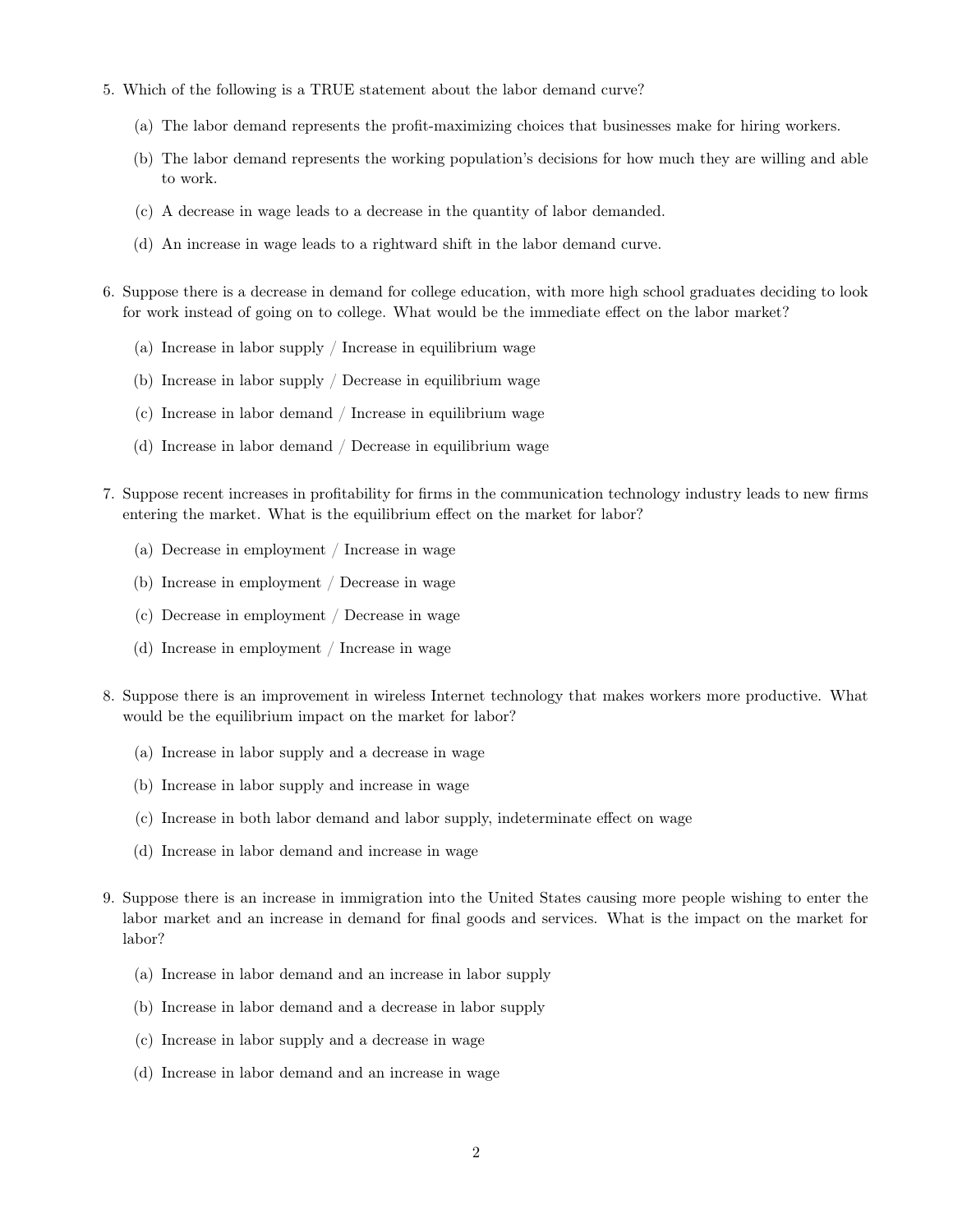5. Which of the following is a TRUE statement about the labor demand curve?

   (a) The labor demand represents the profit-maximizing choices that businesses make for hiring workers.

   (b) The labor demand represents the working population's decisions for how much they are willing and able to work.

   (c) A decrease in wage leads to a decrease in the quantity of labor demanded.

   (d) An increase in wage leads to a rightward shift in the labor demand curve.

6. Suppose there is a decrease in demand for college education, with more high school graduates deciding to look for work instead of going on to college. What would be the immediate effect on the labor market?

   (a) Increase in labor supply / Increase in equilibrium wage

   (b) Increase in labor supply / Decrease in equilibrium wage

   (c) Increase in labor demand / Increase in equilibrium wage

   (d) Increase in labor demand / Decrease in equilibrium wage

7. Suppose recent increases in profitability for firms in the communication technology industry leads to new firms entering the market. What is the equilibrium effect on the market for labor?

   (a) Decrease in employment / Increase in wage

   (b) Increase in employment / Decrease in wage

   (c) Decrease in employment / Decrease in wage

   (d) Increase in employment / Increase in wage

8. Suppose there is an improvement in wireless Internet technology that makes workers more productive. What would be the equilibrium impact on the market for labor?

   (a) Increase in labor supply and a decrease in wage

   (b) Increase in labor supply and increase in wage

   (c) Increase in both labor demand and labor supply, indeterminate effect on wage

   (d) Increase in labor demand and increase in wage

9. Suppose there is an increase in immigration into the United States causing more people wishing to enter the labor market and an increase in demand for final goods and services. What is the impact on the market for labor?

   (a) Increase in labor demand and an increase in labor supply

   (b) Increase in labor demand and a decrease in labor supply

   (c) Increase in labor supply and a decrease in wage

   (d) Increase in labor demand and an increase in wage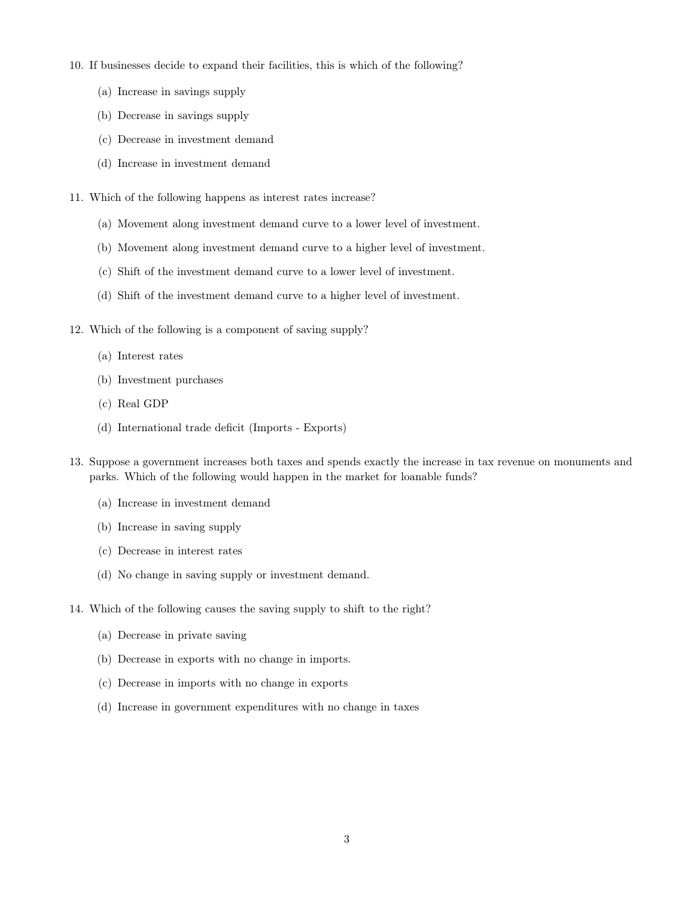10. If businesses decide to expand their facilities, this is which of the following?

    (a) Increase in savings supply

    (b) Decrease in savings supply

    (c) Decrease in investment demand

    (d) Increase in investment demand

11. Which of the following happens as interest rates increase?

    (a) Movement along investment demand curve to a lower level of investment.

    (b) Movement along investment demand curve to a higher level of investment.

    (c) Shift of the investment demand curve to a lower level of investment.

    (d) Shift of the investment demand curve to a higher level of investment.

12. Which of the following is a component of saving supply?

    (a) Interest rates

    (b) Investment purchases

    (c) Real GDP

    (d) International trade deficit (Imports - Exports)

13. Suppose a government increases both taxes and spends exactly the increase in tax revenue on monuments and parks. Which of the following would happen in the market for loanable funds?

    (a) Increase in investment demand

    (b) Increase in saving supply

    (c) Decrease in interest rates

    (d) No change in saving supply or investment demand.

14. Which of the following causes the saving supply to shift to the right?

    (a) Decrease in private saving

    (b) Decrease in exports with no change in imports.

    (c) Decrease in imports with no change in exports

    (d) Increase in government expenditures with no change in taxes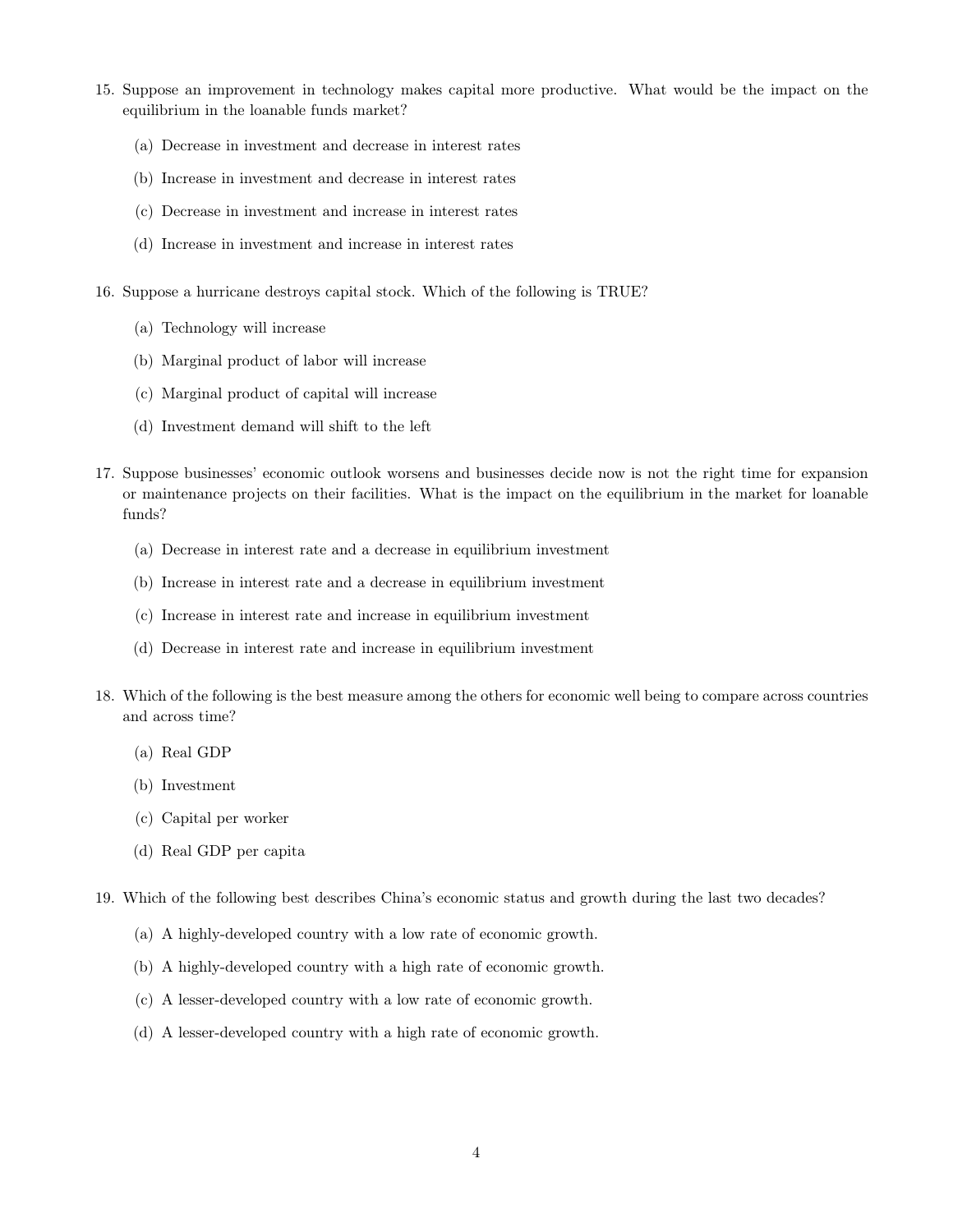15. Suppose an improvement in technology makes capital more productive. What would be the impact on the equilibrium in the loanable funds market?

    (a) Decrease in investment and decrease in interest rates

    (b) Increase in investment and decrease in interest rates

    (c) Decrease in investment and increase in interest rates

    (d) Increase in investment and increase in interest rates

16. Suppose a hurricane destroys capital stock. Which of the following is TRUE?

    (a) Technology will increase

    (b) Marginal product of labor will increase

    (c) Marginal product of capital will increase

    (d) Investment demand will shift to the left

17. Suppose businesses' economic outlook worsens and businesses decide now is not the right time for expansion or maintenance projects on their facilities. What is the impact on the equilibrium in the market for loanable funds?

    (a) Decrease in interest rate and a decrease in equilibrium investment

    (b) Increase in interest rate and a decrease in equilibrium investment

    (c) Increase in interest rate and increase in equilibrium investment

    (d) Decrease in interest rate and increase in equilibrium investment

18. Which of the following is the best measure among the others for economic well being to compare across countries and across time?

    (a) Real GDP

    (b) Investment

    (c) Capital per worker

    (d) Real GDP per capita

19. Which of the following best describes China's economic status and growth during the last two decades?

    (a) A highly-developed country with a low rate of economic growth.

    (b) A highly-developed country with a high rate of economic growth.

    (c) A lesser-developed country with a low rate of economic growth.

    (d) A lesser-developed country with a high rate of economic growth.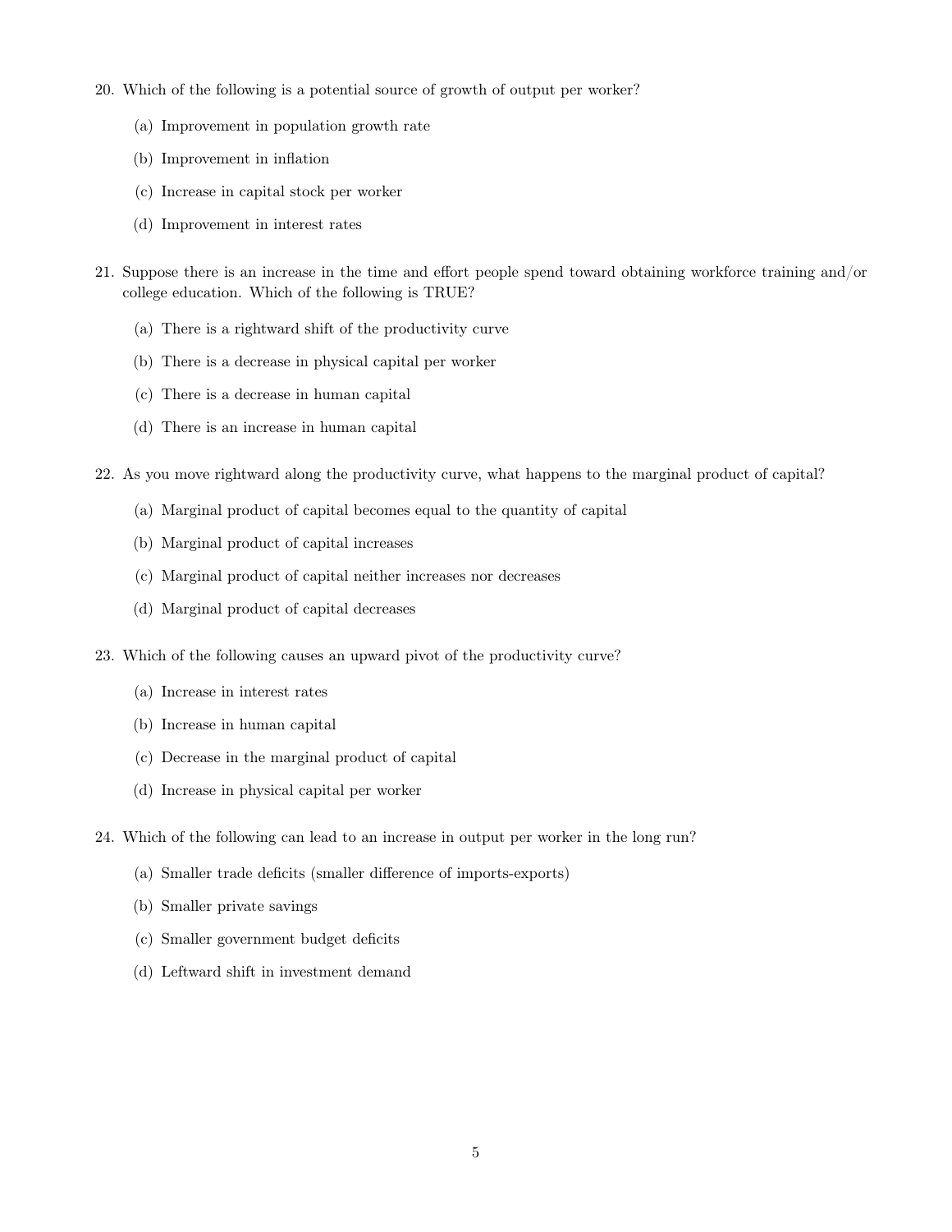20. Which of the following is a potential source of growth of output per worker?

    (a) Improvement in population growth rate

    (b) Improvement in inflation

    (c) Increase in capital stock per worker

    (d) Improvement in interest rates

21. Suppose there is an increase in the time and effort people spend toward obtaining workforce training and/or college education. Which of the following is TRUE?

    (a) There is a rightward shift of the productivity curve

    (b) There is a decrease in physical capital per worker

    (c) There is a decrease in human capital

    (d) There is an increase in human capital

22. As you move rightward along the productivity curve, what happens to the marginal product of capital?

    (a) Marginal product of capital becomes equal to the quantity of capital

    (b) Marginal product of capital increases

    (c) Marginal product of capital neither increases nor decreases

    (d) Marginal product of capital decreases

23. Which of the following causes an upward pivot of the productivity curve?

    (a) Increase in interest rates

    (b) Increase in human capital

    (c) Decrease in the marginal product of capital

    (d) Increase in physical capital per worker

24. Which of the following can lead to an increase in output per worker in the long run?

    (a) Smaller trade deficits (smaller difference of imports-exports)

    (b) Smaller private savings

    (c) Smaller government budget deficits

    (d) Leftward shift in investment demand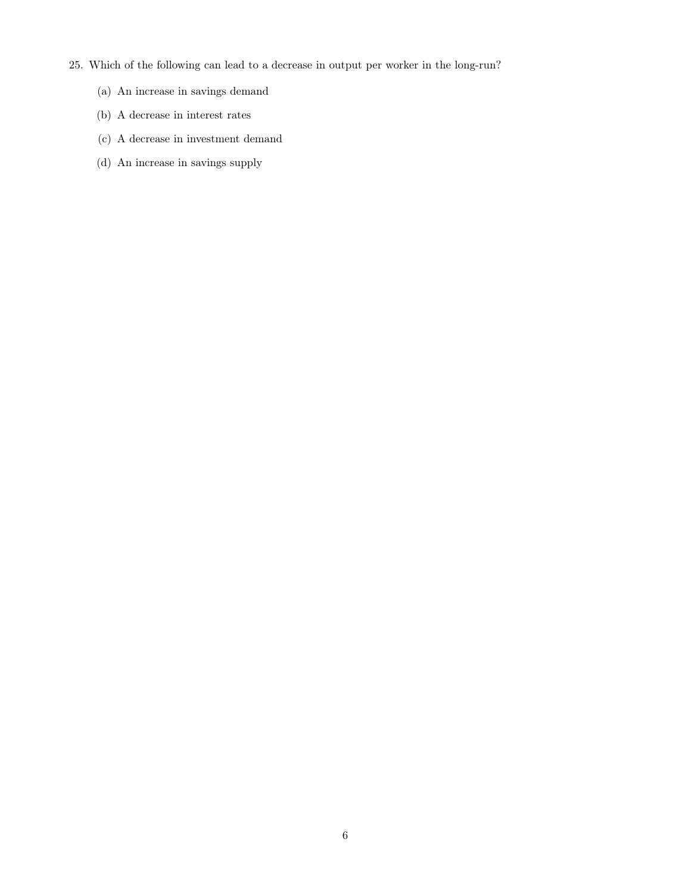25. Which of the following can lead to a decrease in output per worker in the long-run?

    (a) An increase in savings demand

    (b) A decrease in interest rates

    (c) A decrease in investment demand

    (d) An increase in savings supply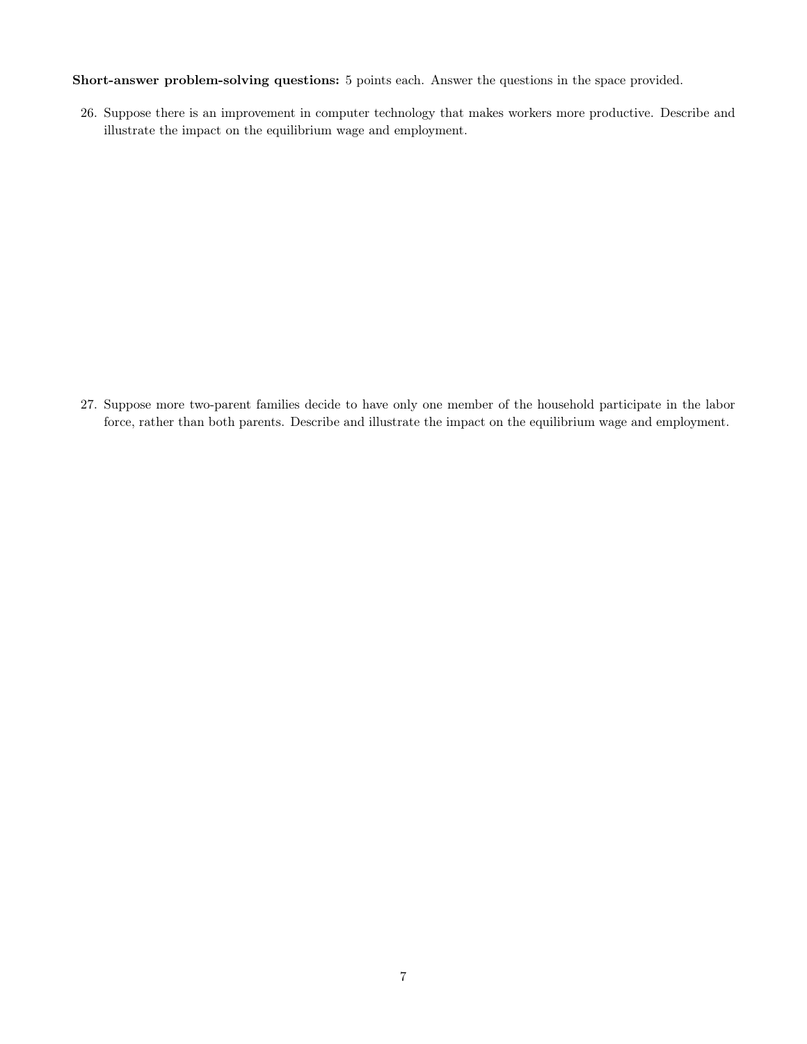**Short-answer problem-solving questions:** 5 points each. Answer the questions in the space provided.

26. Suppose there is an improvement in computer technology that makes workers more productive. Describe and illustrate the impact on the equilibrium wage and employment.

27. Suppose more two-parent families decide to have only one member of the household participate in the labor force, rather than both parents. Describe and illustrate the impact on the equilibrium wage and employment.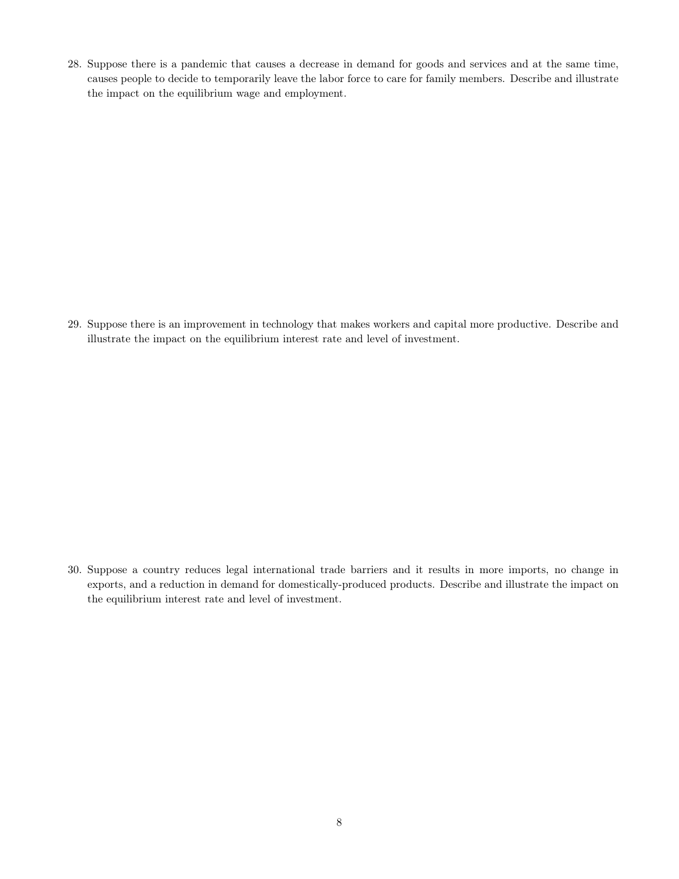28. Suppose there is a pandemic that causes a decrease in demand for goods and services and at the same time, causes people to decide to temporarily leave the labor force to care for family members. Describe and illustrate the impact on the equilibrium wage and employment.

29. Suppose there is an improvement in technology that makes workers and capital more productive. Describe and illustrate the impact on the equilibrium interest rate and level of investment.

30. Suppose a country reduces legal international trade barriers and it results in more imports, no change in exports, and a reduction in demand for domestically-produced products. Describe and illustrate the impact on the equilibrium interest rate and level of investment.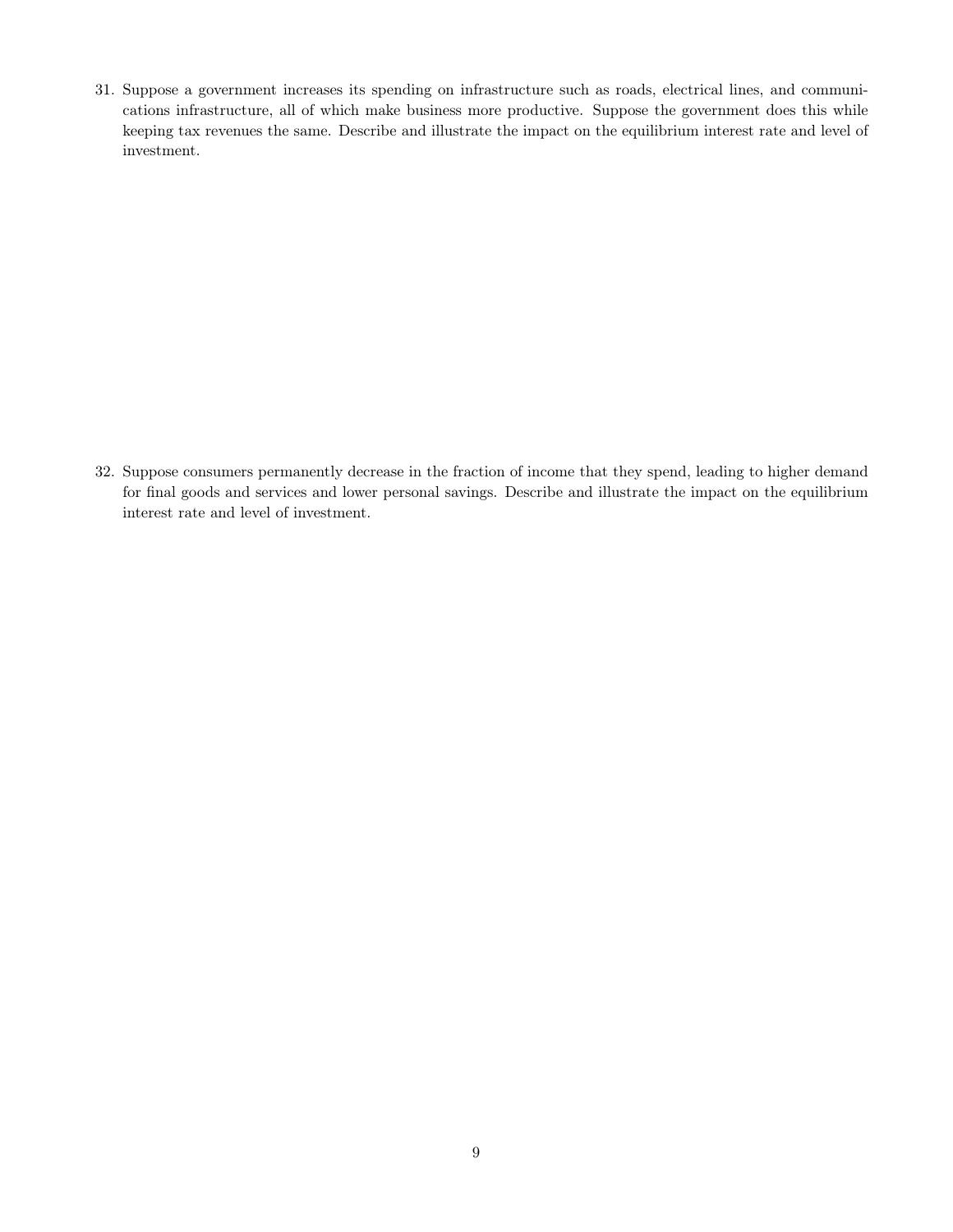31. Suppose a government increases its spending on infrastructure such as roads, electrical lines, and communications infrastructure, all of which make business more productive. Suppose the government does this while keeping tax revenues the same. Describe and illustrate the impact on the equilibrium interest rate and level of investment.

32. Suppose consumers permanently decrease in the fraction of income that they spend, leading to higher demand for final goods and services and lower personal savings. Describe and illustrate the impact on the equilibrium interest rate and level of investment.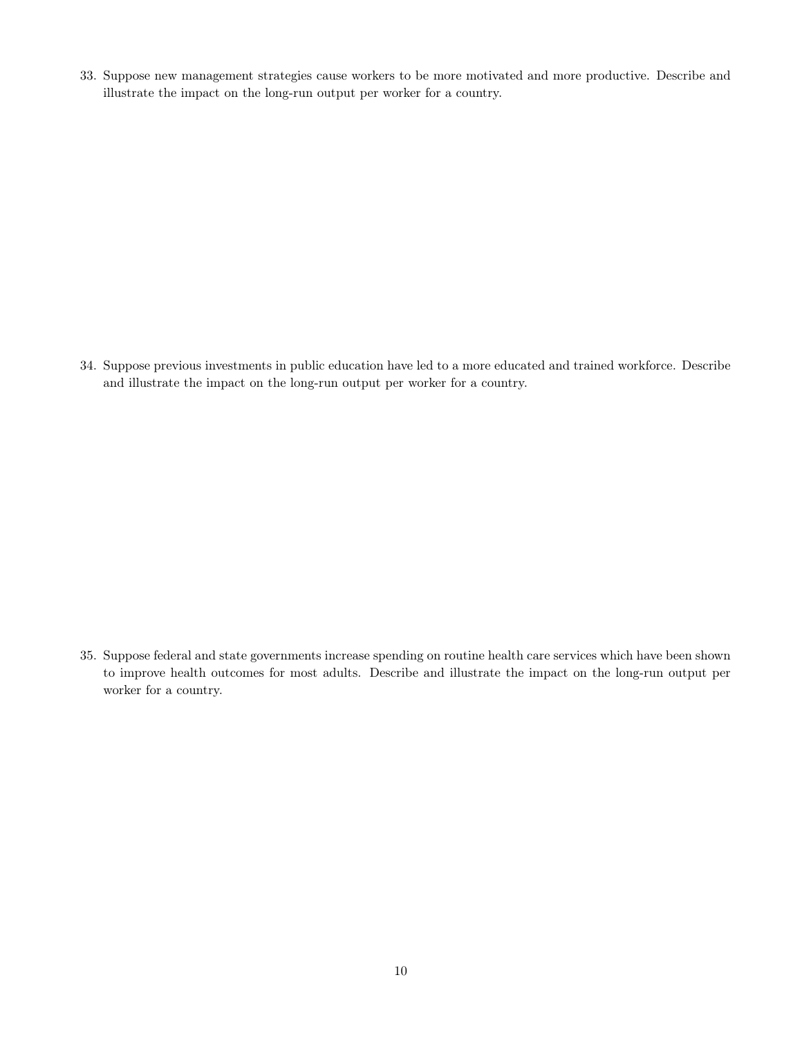33. Suppose new management strategies cause workers to be more motivated and more productive. Describe and illustrate the impact on the long-run output per worker for a country.

34. Suppose previous investments in public education have led to a more educated and trained workforce. Describe and illustrate the impact on the long-run output per worker for a country.

35. Suppose federal and state governments increase spending on routine health care services which have been shown to improve health outcomes for most adults. Describe and illustrate the impact on the long-run output per worker for a country.